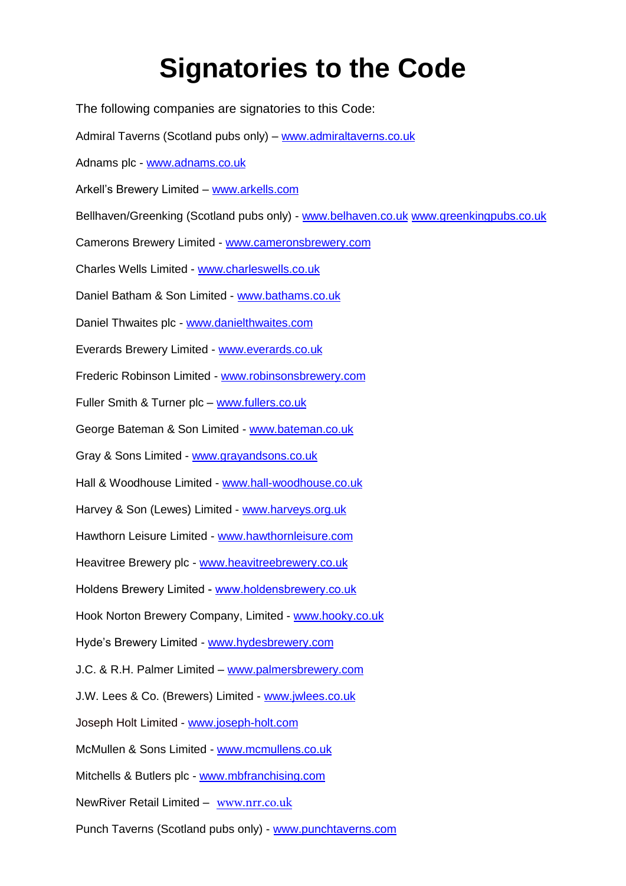# Signatories to the Code

The following companies are signatories to this Code:

Admiral Taverns (Scotland pubs only) – www.admiraltaverns.co.uk

Adnams plc - www.adnams.co.uk

Arkell's Brewery Limited – www.arkells.com

Bellhaven/Greenking (Scotland pubs only) - www.belhaven.co.uk www.greenkingpubs.co.uk

Camerons Brewery Limited - www.cameronsbrewery.com

Charles Wells Limited - www.charleswells.co.uk

Daniel Batham & Son Limited - www.bathams.co.uk

Daniel Thwaites plc - www.danielthwaites.com

Everards Brewery Limited - www.everards.co.uk

Frederic Robinson Limited - www.robinsonsbrewery.com

Fuller Smith & Turner plc – www.fullers.co.uk

George Bateman & Son Limited - www.bateman.co.uk

Gray & Sons Limited - www.grayandsons.co.uk

Hall & Woodhouse Limited - www.hall-woodhouse.co.uk

Harvey & Son (Lewes) Limited - www.harveys.org.uk

Hawthorn Leisure Limited - www.hawthornleisure.com

Heavitree Brewery plc - www.heavitreebrewery.co.uk

Holdens Brewery Limited - www.holdensbrewery.co.uk

Hook Norton Brewery Company, Limited - www.hooky.co.uk

Hyde's Brewery Limited - www.hydesbrewery.com

J.C. & R.H. Palmer Limited – www.palmersbrewery.com

J.W. Lees & Co. (Brewers) Limited - www.jwlees.co.uk

Joseph Holt Limited - www.joseph-holt.com

McMullen & Sons Limited - www.mcmullens.co.uk

Mitchells & Butlers plc - www.mbfranchising.com

NewRiver Retail Limited – www.nrr.co.uk

Punch Taverns (Scotland pubs only) - www.punchtaverns.com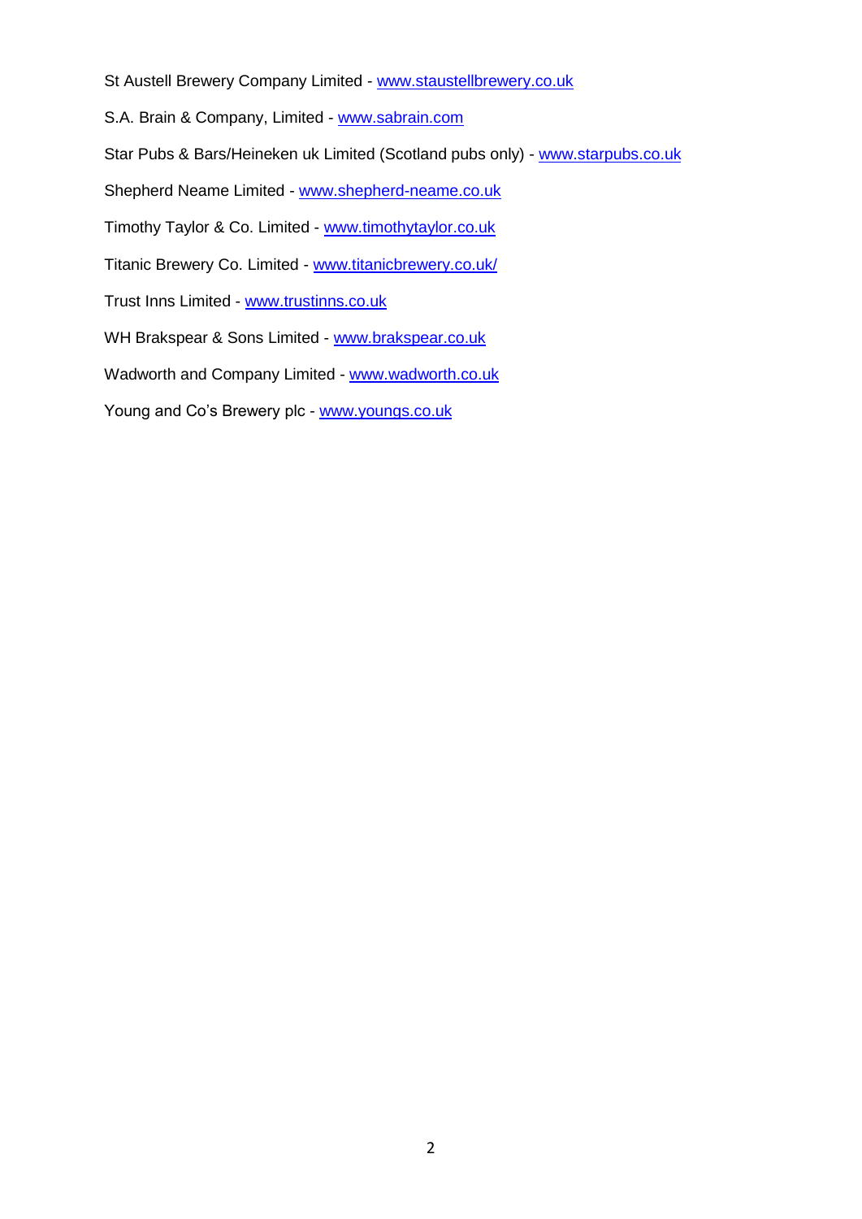St Austell Brewery Company Limited - www.staustellbrewery.co.uk

S.A. Brain & Company, Limited - www.sabrain.com

Star Pubs & Bars/Heineken uk Limited (Scotland pubs only) - www.starpubs.co.uk

Shepherd Neame Limited - www.shepherd-neame.co.uk

Timothy Taylor & Co. Limited - www.timothytaylor.co.uk

Titanic Brewery Co. Limited - www.titanicbrewery.co.uk/

Trust Inns Limited - www.trustinns.co.uk

WH Brakspear & Sons Limited - www.brakspear.co.uk

Wadworth and Company Limited - www.wadworth.co.uk

Young and Co's Brewery plc - www.youngs.co.uk